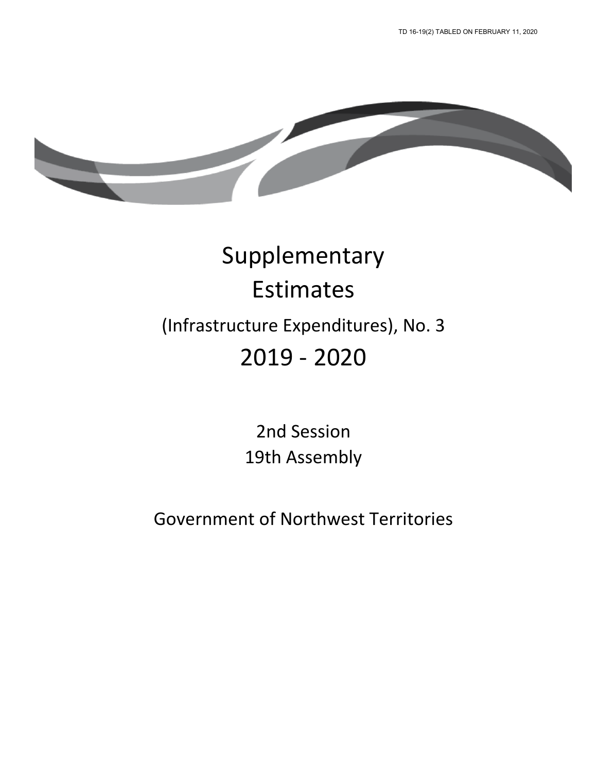TD 16-19(2) TABLED ON FEBRUARY 11, 2020

# Supplementary Estimates

## (Infrastructure Expenditures), No. 3

# 2019 - 2020

2nd Session
19th Assembly

Government of Northwest Territories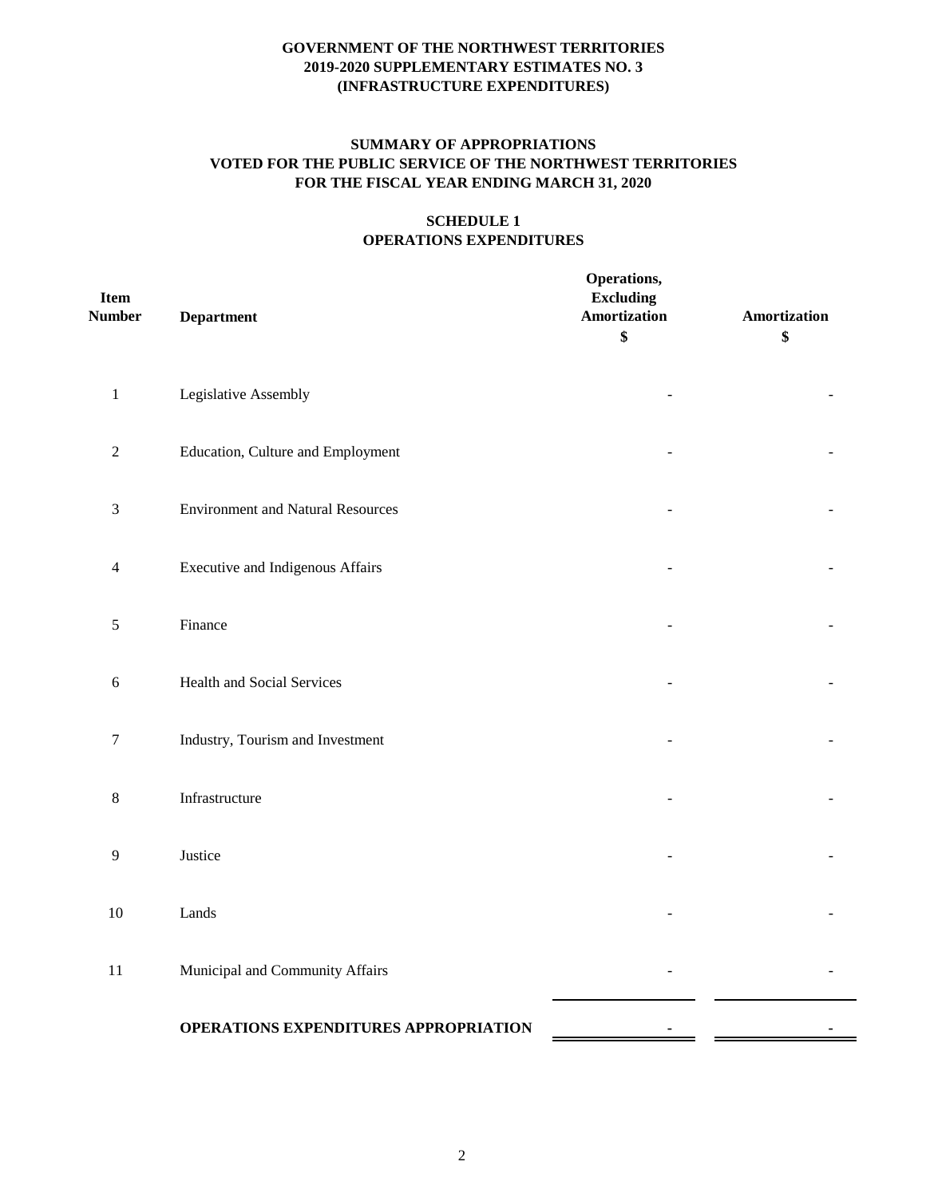**GOVERNMENT OF THE NORTHWEST TERRITORIES**
**2019-2020 SUPPLEMENTARY ESTIMATES NO. 3**
**(INFRASTRUCTURE EXPENDITURES)**

**SUMMARY OF APPROPRIATIONS**
**VOTED FOR THE PUBLIC SERVICE OF THE NORTHWEST TERRITORIES**
**FOR THE FISCAL YEAR ENDING MARCH 31, 2020**

**SCHEDULE 1**
**OPERATIONS EXPENDITURES**

| Item Number | Department | Operations, Excluding Amortization $ | Amortization $ |
|---|---|---|---|
| 1 | Legislative Assembly | - | - |
| 2 | Education, Culture and Employment | - | - |
| 3 | Environment and Natural Resources | - | - |
| 4 | Executive and Indigenous Affairs | - | - |
| 5 | Finance | - | - |
| 6 | Health and Social Services | - | - |
| 7 | Industry, Tourism and Investment | - | - |
| 8 | Infrastructure | - | - |
| 9 | Justice | - | - |
| 10 | Lands | - | - |
| 11 | Municipal and Community Affairs | - | - |
| | **OPERATIONS EXPENDITURES APPROPRIATION** | - | - |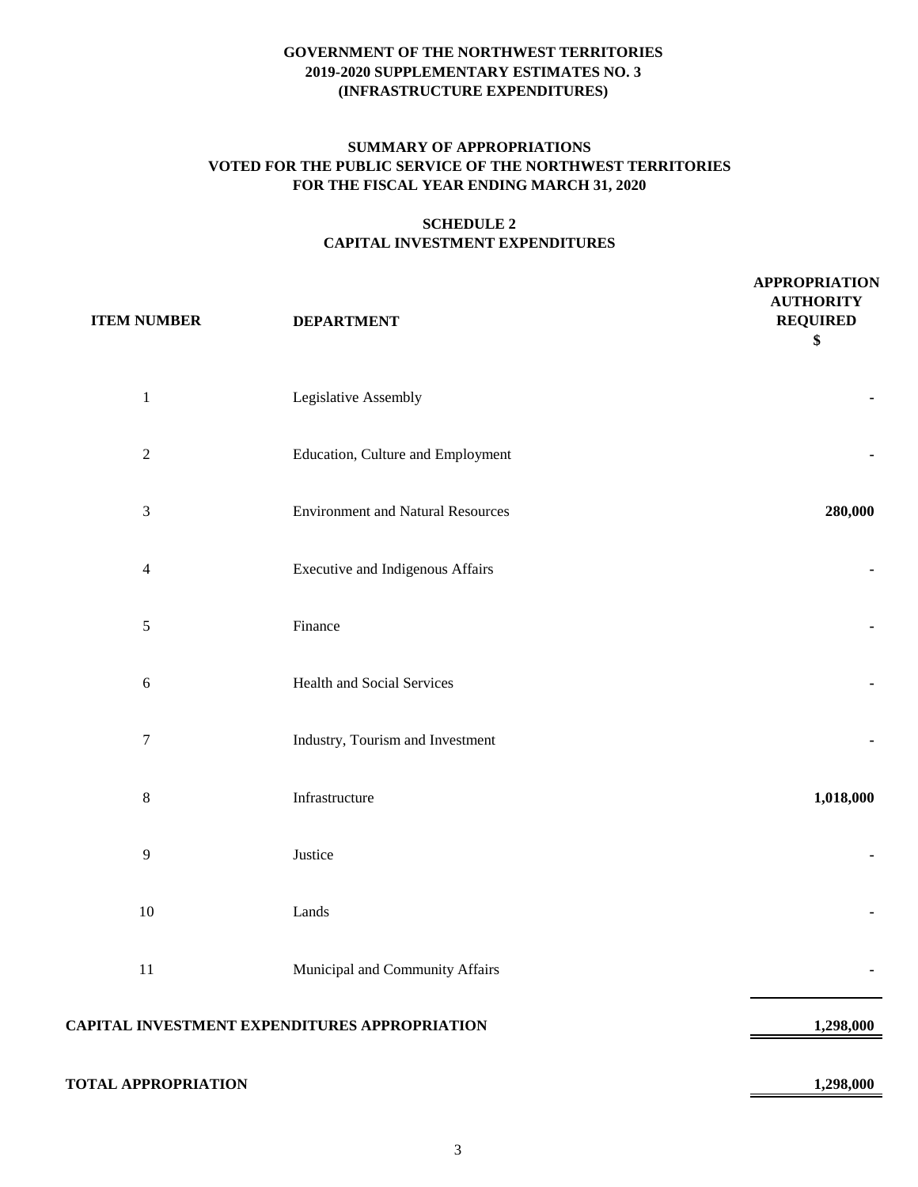**GOVERNMENT OF THE NORTHWEST TERRITORIES**
**2019-2020 SUPPLEMENTARY ESTIMATES NO. 3**
**(INFRASTRUCTURE EXPENDITURES)**

**SUMMARY OF APPROPRIATIONS**
**VOTED FOR THE PUBLIC SERVICE OF THE NORTHWEST TERRITORIES**
**FOR THE FISCAL YEAR ENDING MARCH 31, 2020**

**SCHEDULE 2**
**CAPITAL INVESTMENT EXPENDITURES**

| ITEM NUMBER | DEPARTMENT | APPROPRIATION AUTHORITY REQUIRED $ |
|---|---|---|
| 1 | Legislative Assembly | - |
| 2 | Education, Culture and Employment | - |
| 3 | Environment and Natural Resources | **280,000** |
| 4 | Executive and Indigenous Affairs | - |
| 5 | Finance | - |
| 6 | Health and Social Services | - |
| 7 | Industry, Tourism and Investment | - |
| 8 | Infrastructure | **1,018,000** |
| 9 | Justice | - |
| 10 | Lands | - |
| 11 | Municipal and Community Affairs | - |
| **CAPITAL INVESTMENT EXPENDITURES APPROPRIATION** | | **1,298,000** |
| **TOTAL APPROPRIATION** | | **1,298,000** |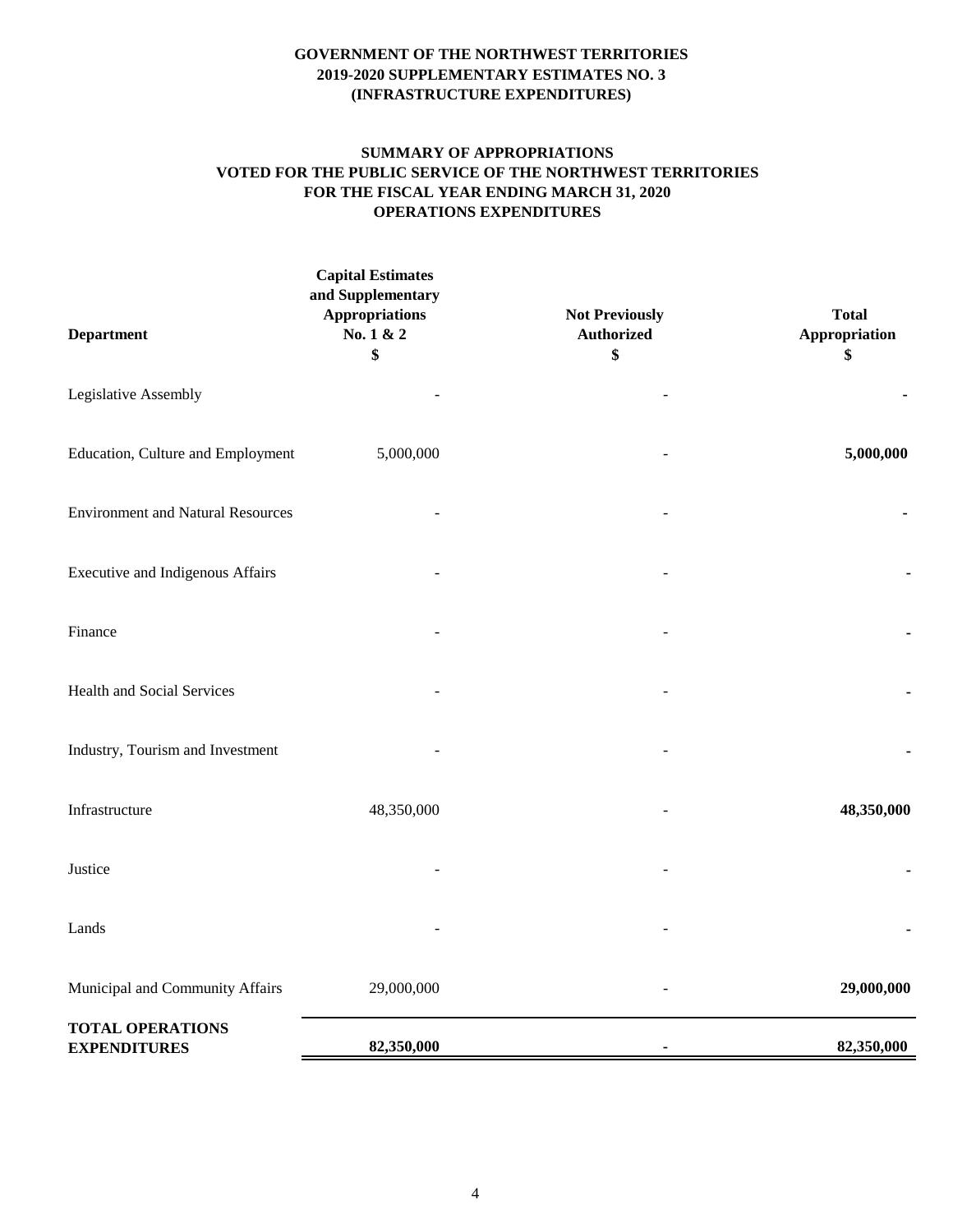**GOVERNMENT OF THE NORTHWEST TERRITORIES**
**2019-2020 SUPPLEMENTARY ESTIMATES NO. 3**
**(INFRASTRUCTURE EXPENDITURES)**

**SUMMARY OF APPROPRIATIONS**
**VOTED FOR THE PUBLIC SERVICE OF THE NORTHWEST TERRITORIES**
**FOR THE FISCAL YEAR ENDING MARCH 31, 2020**
**OPERATIONS EXPENDITURES**

| Department | Capital Estimates and Supplementary Appropriations No. 1 & 2 $ | Not Previously Authorized $ | Total Appropriation $ |
|---|---|---|---|
| Legislative Assembly | - | - | **-** |
| Education, Culture and Employment | 5,000,000 | - | **5,000,000** |
| Environment and Natural Resources | - | - | **-** |
| Executive and Indigenous Affairs | - | - | - |
| Finance | - | - | **-** |
| Health and Social Services | - | - | **-** |
| Industry, Tourism and Investment | - | - | **-** |
| Infrastructure | 48,350,000 | - | **48,350,000** |
| Justice | - | - | **-** |
| Lands | - | - | **-** |
| Municipal and Community Affairs | 29,000,000 | - | **29,000,000** |
| **TOTAL OPERATIONS EXPENDITURES** | **82,350,000** | **-** | **82,350,000** |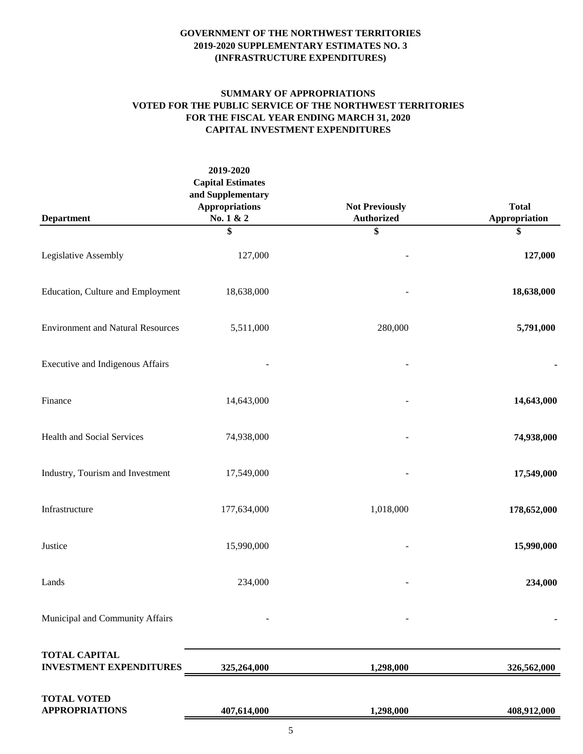**GOVERNMENT OF THE NORTHWEST TERRITORIES**
**2019-2020 SUPPLEMENTARY ESTIMATES NO. 3**
**(INFRASTRUCTURE EXPENDITURES)**

**SUMMARY OF APPROPRIATIONS**
**VOTED FOR THE PUBLIC SERVICE OF THE NORTHWEST TERRITORIES**
**FOR THE FISCAL YEAR ENDING MARCH 31, 2020**
**CAPITAL INVESTMENT EXPENDITURES**

| Department | 2019-2020 Capital Estimates and Supplementary Appropriations No. 1 & 2 | Not Previously Authorized | Total Appropriation |
|---|---|---|---|
| | $ | $ | $ |
| Legislative Assembly | 127,000 | - | **127,000** |
| Education, Culture and Employment | 18,638,000 | - | **18,638,000** |
| Environment and Natural Resources | 5,511,000 | 280,000 | **5,791,000** |
| Executive and Indigenous Affairs | - | - | **-** |
| Finance | 14,643,000 | - | **14,643,000** |
| Health and Social Services | 74,938,000 | - | **74,938,000** |
| Industry, Tourism and Investment | 17,549,000 | - | **17,549,000** |
| Infrastructure | 177,634,000 | 1,018,000 | **178,652,000** |
| Justice | 15,990,000 | - | **15,990,000** |
| Lands | 234,000 | - | **234,000** |
| Municipal and Community Affairs | - | - | **-** |
| **TOTAL CAPITAL INVESTMENT EXPENDITURES** | **325,264,000** | **1,298,000** | **326,562,000** |
| **TOTAL VOTED APPROPRIATIONS** | **407,614,000** | **1,298,000** | **408,912,000** |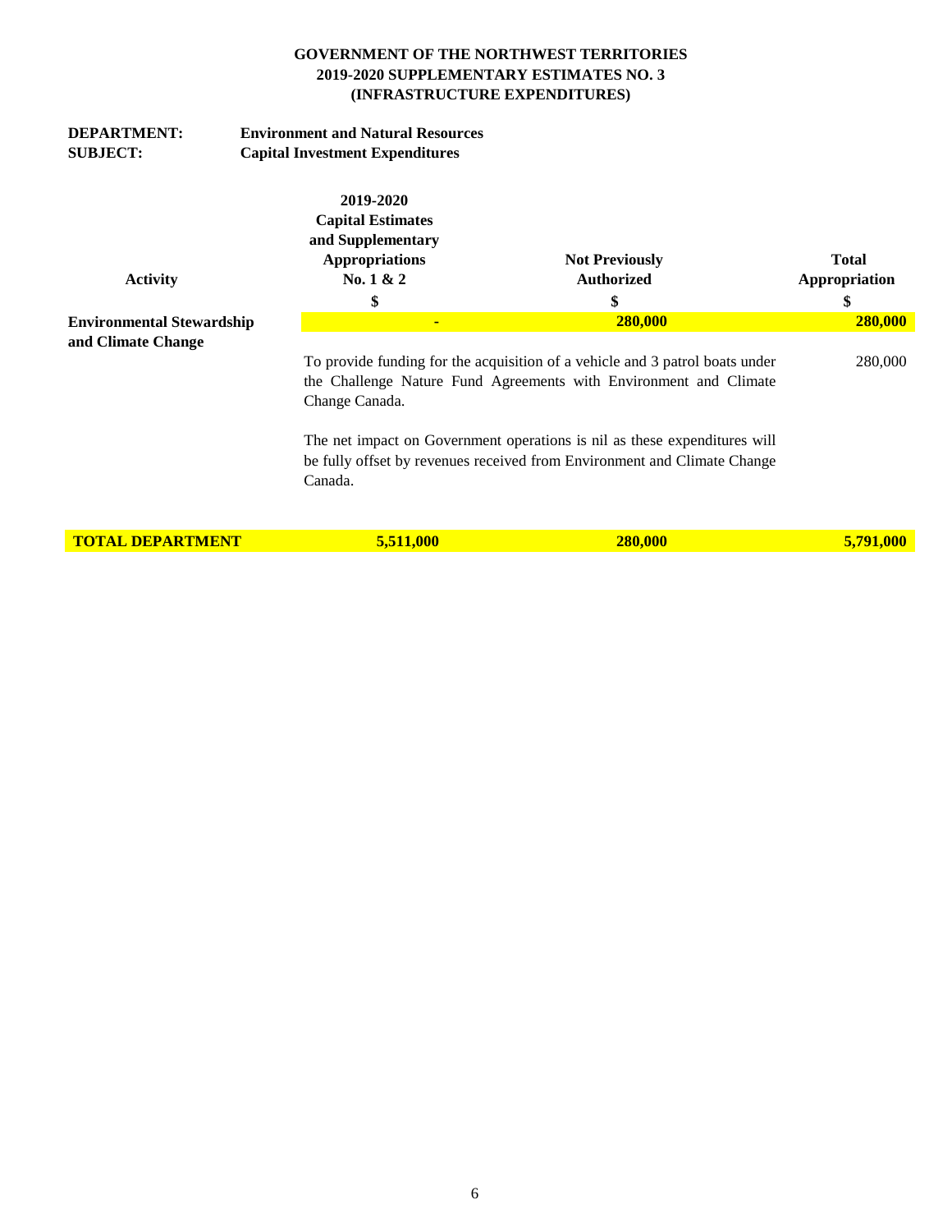**GOVERNMENT OF THE NORTHWEST TERRITORIES**
**2019-2020 SUPPLEMENTARY ESTIMATES NO. 3**
**(INFRASTRUCTURE EXPENDITURES)**

**DEPARTMENT:** **Environment and Natural Resources**
**SUBJECT:** **Capital Investment Expenditures**

| Activity | 2019-2020 Capital Estimates and Supplementary Appropriations No. 1 & 2 | Not Previously Authorized | Total Appropriation |
|---|---|---|---|
| | $ | $ | $ |
| **Environmental Stewardship and Climate Change** | **-** | **280,000** | **280,000** |
| | To provide funding for the acquisition of a vehicle and 3 patrol boats under the Challenge Nature Fund Agreements with Environment and Climate Change Canada. | | 280,000 |
| | The net impact on Government operations is nil as these expenditures will be fully offset by revenues received from Environment and Climate Change Canada. | | |
| **TOTAL DEPARTMENT** | **5,511,000** | **280,000** | **5,791,000** |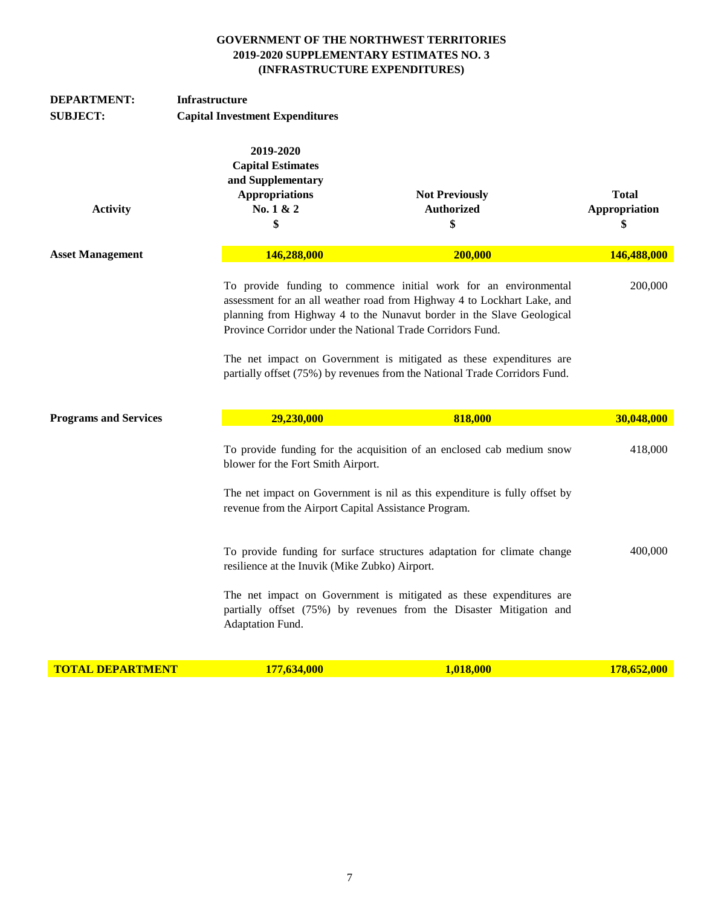**GOVERNMENT OF THE NORTHWEST TERRITORIES**
**2019-2020 SUPPLEMENTARY ESTIMATES NO. 3**
**(INFRASTRUCTURE EXPENDITURES)**

**DEPARTMENT:** **Infrastructure**
**SUBJECT:** **Capital Investment Expenditures**

| Activity | 2019-2020 Capital Estimates and Supplementary Appropriations No. 1 & 2 $ | Not Previously Authorized $ | Total Appropriation $ |
|---|---|---|---|
| **Asset Management** | **146,288,000** | **200,000** | **146,488,000** |
| | To provide funding to commence initial work for an environmental assessment for an all weather road from Highway 4 to Lockhart Lake, and planning from Highway 4 to the Nunavut border in the Slave Geological Province Corridor under the National Trade Corridors Fund. The net impact on Government is mitigated as these expenditures are partially offset (75%) by revenues from the National Trade Corridors Fund. | | 200,000 |
| **Programs and Services** | **29,230,000** | **818,000** | **30,048,000** |
| | To provide funding for the acquisition of an enclosed cab medium snow blower for the Fort Smith Airport. The net impact on Government is nil as this expenditure is fully offset by revenue from the Airport Capital Assistance Program. | | 418,000 |
| | To provide funding for surface structures adaptation for climate change resilience at the Inuvik (Mike Zubko) Airport. The net impact on Government is mitigated as these expenditures are partially offset (75%) by revenues from the Disaster Mitigation and Adaptation Fund. | | 400,000 |
| **TOTAL DEPARTMENT** | **177,634,000** | **1,018,000** | **178,652,000** |